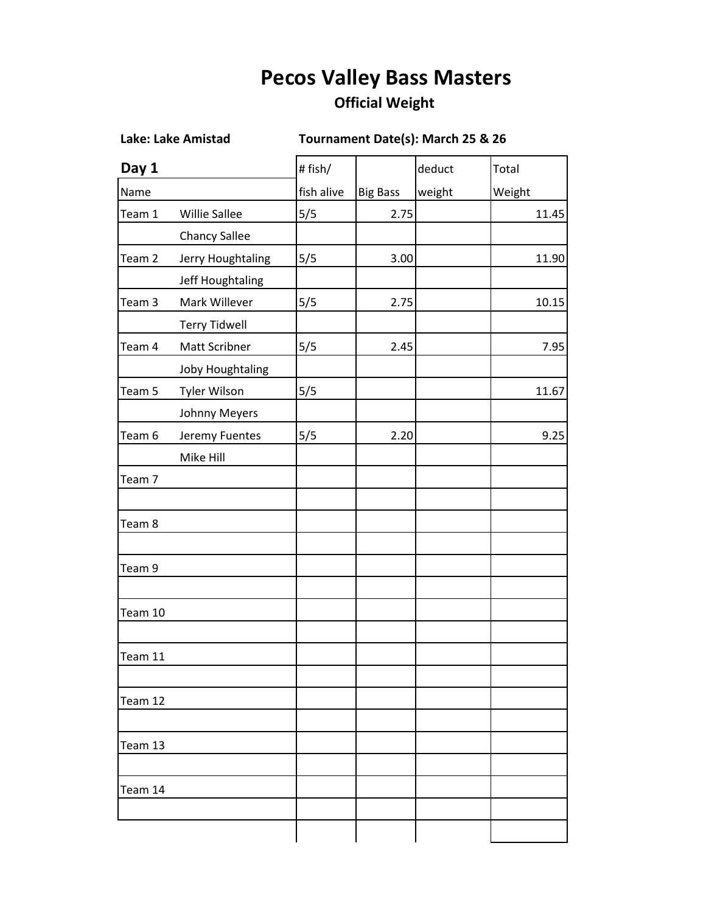# Pecos Valley Bass Masters

## Official Weight

**Lake: Lake Amistad** **Tournament Date(s): March 25 & 26**

| **Day 1** | | # fish/ fish alive | Big Bass | deduct weight | Total Weight |
|---|---|---|---|---|---|
| Name | | | | | |
| Team 1 | Willie Sallee | 5/5 | 2.75 | | 11.45 |
| | Chancy Sallee | | | | |
| Team 2 | Jerry Houghtaling | 5/5 | 3.00 | | 11.90 |
| | Jeff Houghtaling | | | | |
| Team 3 | Mark Willever | 5/5 | 2.75 | | 10.15 |
| | Terry Tidwell | | | | |
| Team 4 | Matt Scribner | 5/5 | 2.45 | | 7.95 |
| | Joby Houghtaling | | | | |
| Team 5 | Tyler Wilson | 5/5 | | | 11.67 |
| | Johnny Meyers | | | | |
| Team 6 | Jeremy Fuentes | 5/5 | 2.20 | | 9.25 |
| | Mike Hill | | | | |
| Team 7 | | | | | |
| | | | | | |
| Team 8 | | | | | |
| | | | | | |
| Team 9 | | | | | |
| | | | | | |
| Team 10 | | | | | |
| | | | | | |
| Team 11 | | | | | |
| | | | | | |
| Team 12 | | | | | |
| | | | | | |
| Team 13 | | | | | |
| | | | | | |
| Team 14 | | | | | |
| | | | | | |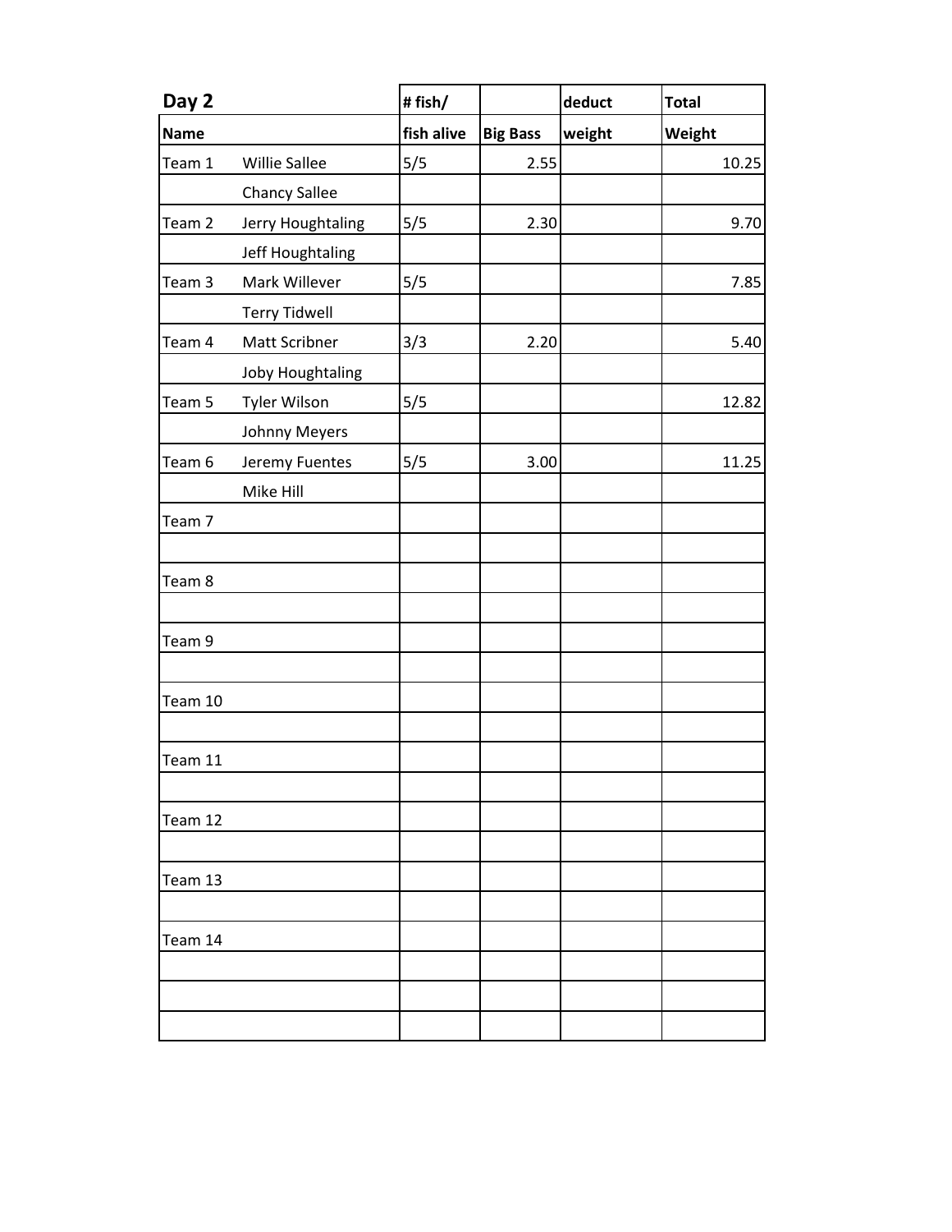| Day 2 | | # fish/ | | deduct | Total |
|---|---|---|---|---|---|
| **Name** | | **fish alive** | **Big Bass** | **weight** | **Weight** |
| Team 1 | Willie Sallee | 5/5 | 2.55 | | 10.25 |
| | Chancy Sallee | | | | |
| Team 2 | Jerry Houghtaling | 5/5 | 2.30 | | 9.70 |
| | Jeff Houghtaling | | | | |
| Team 3 | Mark Willever | 5/5 | | | 7.85 |
| | Terry Tidwell | | | | |
| Team 4 | Matt Scribner | 3/3 | 2.20 | | 5.40 |
| | Joby Houghtaling | | | | |
| Team 5 | Tyler Wilson | 5/5 | | | 12.82 |
| | Johnny Meyers | | | | |
| Team 6 | Jeremy Fuentes | 5/5 | 3.00 | | 11.25 |
| | Mike Hill | | | | |
| Team 7 | | | | | |
| | | | | | |
| Team 8 | | | | | |
| | | | | | |
| Team 9 | | | | | |
| | | | | | |
| Team 10 | | | | | |
| | | | | | |
| Team 11 | | | | | |
| | | | | | |
| Team 12 | | | | | |
| | | | | | |
| Team 13 | | | | | |
| | | | | | |
| Team 14 | | | | | |
| | | | | | |
| | | | | | |
| | | | | | |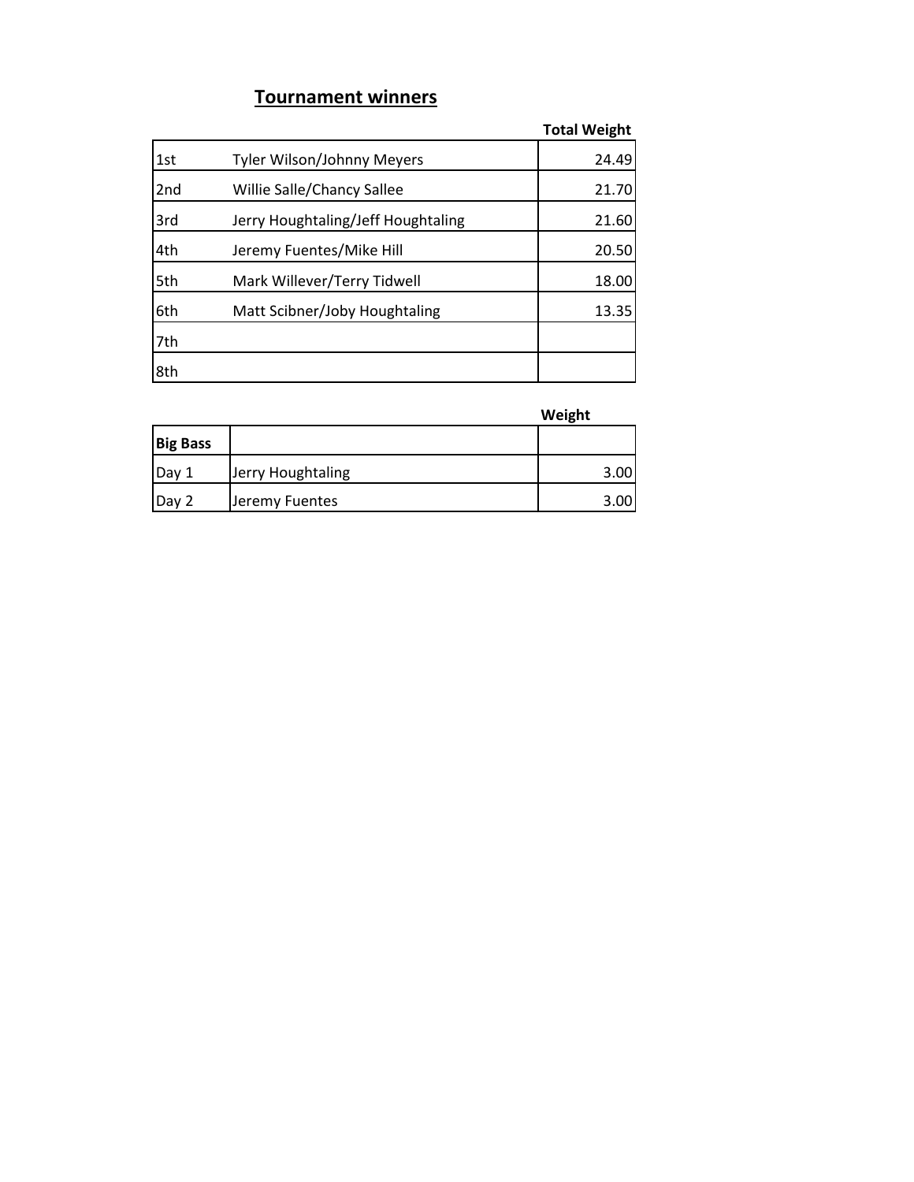## Tournament winners

| | | Total Weight |
|---|---|---|
| 1st | Tyler Wilson/Johnny Meyers | 24.49 |
| 2nd | Willie Salle/Chancy Sallee | 21.70 |
| 3rd | Jerry Houghtaling/Jeff Houghtaling | 21.60 |
| 4th | Jeremy Fuentes/Mike Hill | 20.50 |
| 5th | Mark Willever/Terry Tidwell | 18.00 |
| 6th | Matt Scibner/Joby Houghtaling | 13.35 |
| 7th | | |
| 8th | | |

| | | Weight |
|---|---|---|
| **Big Bass** | | |
| Day 1 | Jerry Houghtaling | 3.00 |
| Day 2 | Jeremy Fuentes | 3.00 |